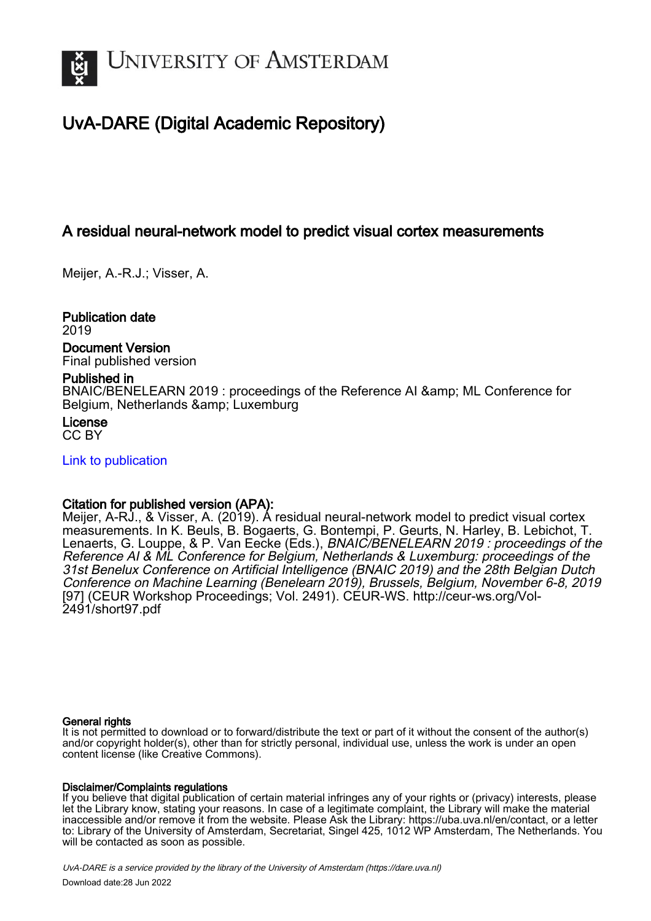# UNIVERSITY OF AMSTERDAM

## UvA-DARE (Digital Academic Repository)

### A residual neural-network model to predict visual cortex measurements

Meijer, A.-R.J.; Visser, A.

**Publication date**
2019

**Document Version**
Final published version

**Published in**
BNAIC/BENELEARN 2019 : proceedings of the Reference AI &amp; ML Conference for Belgium, Netherlands &amp; Luxemburg

**License**
CC BY

Link to publication

**Citation for published version (APA):**
Meijer, A-RJ., & Visser, A. (2019). A residual neural-network model to predict visual cortex measurements. In K. Beuls, B. Bogaerts, G. Bontempi, P. Geurts, N. Harley, B. Lebichot, T. Lenaerts, G. Louppe, & P. Van Eecke (Eds.), *BNAIC/BENELEARN 2019 : proceedings of the Reference AI & ML Conference for Belgium, Netherlands & Luxemburg: proceedings of the 31st Benelux Conference on Artificial Intelligence (BNAIC 2019) and the 28th Belgian Dutch Conference on Machine Learning (Benelearn 2019), Brussels, Belgium, November 6-8, 2019* [97] (CEUR Workshop Proceedings; Vol. 2491). CEUR-WS. http://ceur-ws.org/Vol-2491/short97.pdf

**General rights**
It is not permitted to download or to forward/distribute the text or part of it without the consent of the author(s) and/or copyright holder(s), other than for strictly personal, individual use, unless the work is under an open content license (like Creative Commons).

**Disclaimer/Complaints regulations**
If you believe that digital publication of certain material infringes any of your rights or (privacy) interests, please let the Library know, stating your reasons. In case of a legitimate complaint, the Library will make the material inaccessible and/or remove it from the website. Please Ask the Library: https://uba.uva.nl/en/contact, or a letter to: Library of the University of Amsterdam, Secretariat, Singel 425, 1012 WP Amsterdam, The Netherlands. You will be contacted as soon as possible.

*UvA-DARE is a service provided by the library of the University of Amsterdam (https://dare.uva.nl)*
Download date:28 Jun 2022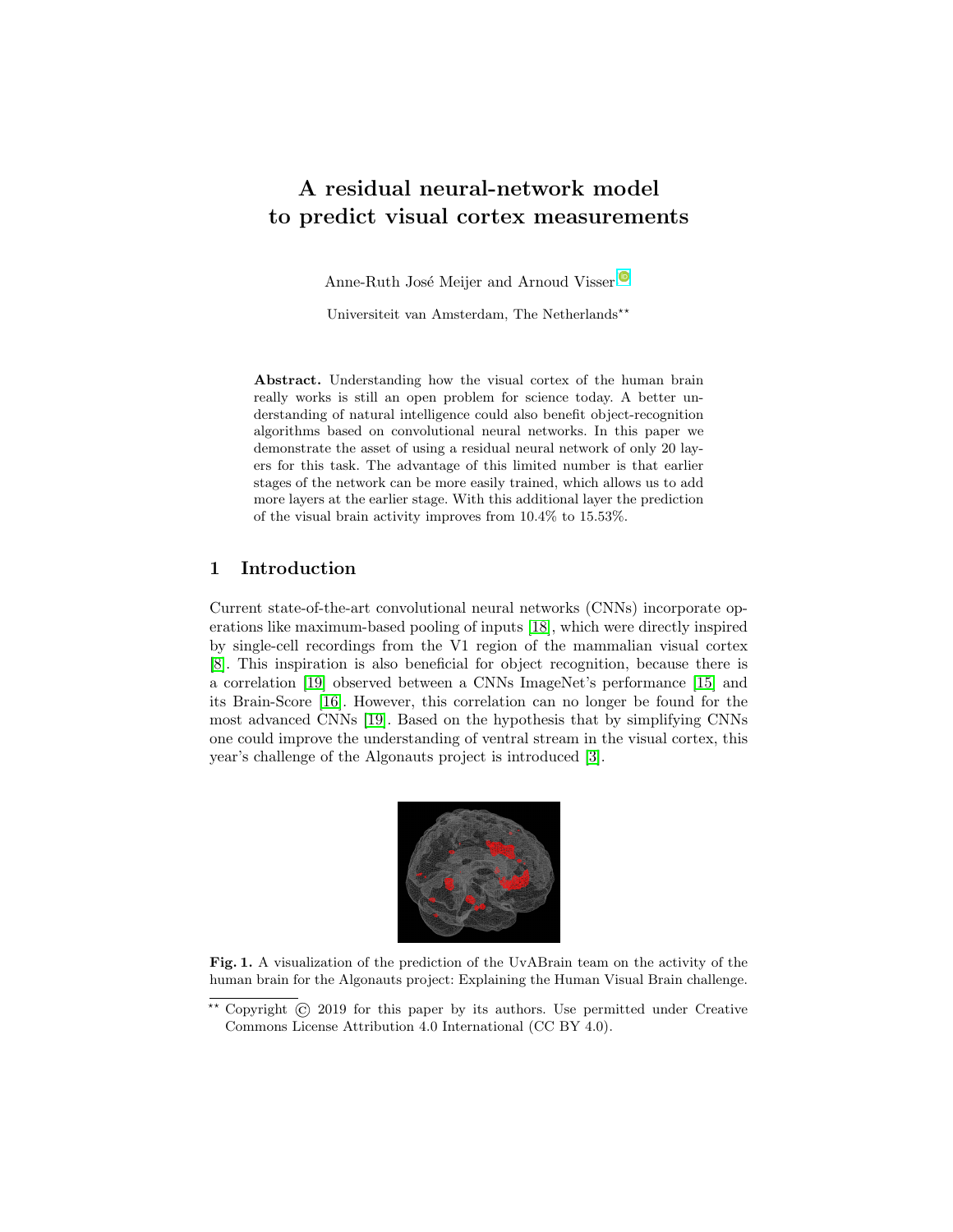# A residual neural-network model to predict visual cortex measurements

Anne-Ruth José Meijer and Arnoud Visser

Universiteit van Amsterdam, The Netherlands**

**Abstract.** Understanding how the visual cortex of the human brain really works is still an open problem for science today. A better understanding of natural intelligence could also benefit object-recognition algorithms based on convolutional neural networks. In this paper we demonstrate the asset of using a residual neural network of only 20 layers for this task. The advantage of this limited number is that earlier stages of the network can be more easily trained, which allows us to add more layers at the earlier stage. With this additional layer the prediction of the visual brain activity improves from 10.4% to 15.53%.

## 1 Introduction

Current state-of-the-art convolutional neural networks (CNNs) incorporate operations like maximum-based pooling of inputs [18], which were directly inspired by single-cell recordings from the V1 region of the mammalian visual cortex [8]. This inspiration is also beneficial for object recognition, because there is a correlation [19] observed between a CNNs ImageNet's performance [15] and its Brain-Score [16]. However, this correlation can no longer be found for the most advanced CNNs [19]. Based on the hypothesis that by simplifying CNNs one could improve the understanding of ventral stream in the visual cortex, this year's challenge of the Algonauts project is introduced [3].

**Fig. 1.** A visualization of the prediction of the UvABrain team on the activity of the human brain for the Algonauts project: Explaining the Human Visual Brain challenge.

** Copyright © 2019 for this paper by its authors. Use permitted under Creative Commons License Attribution 4.0 International (CC BY 4.0).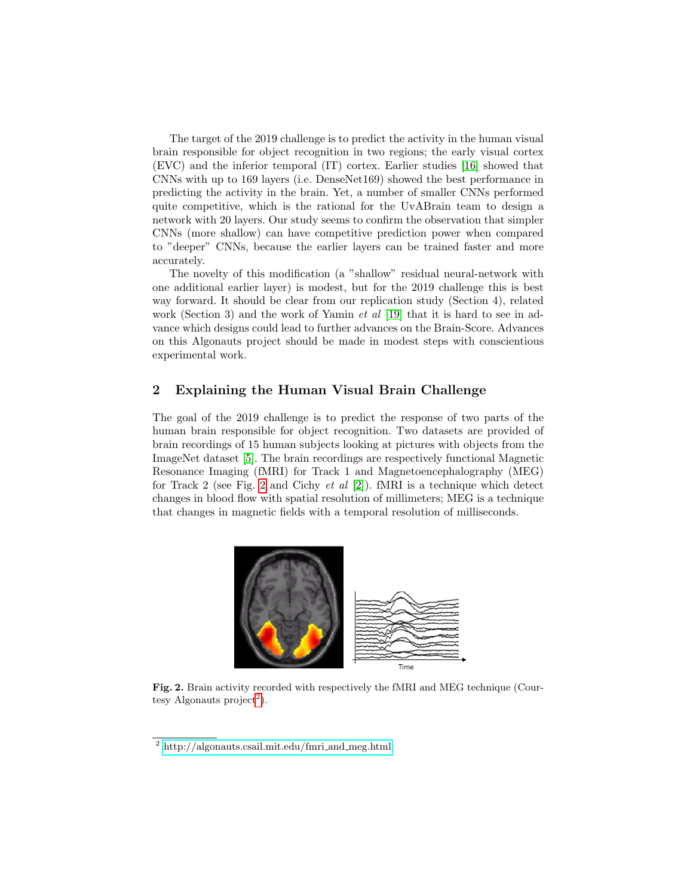The target of the 2019 challenge is to predict the activity in the human visual brain responsible for object recognition in two regions; the early visual cortex (EVC) and the inferior temporal (IT) cortex. Earlier studies [16] showed that CNNs with up to 169 layers (i.e. DenseNet169) showed the best performance in predicting the activity in the brain. Yet, a number of smaller CNNs performed quite competitive, which is the rational for the UvABrain team to design a network with 20 layers. Our study seems to confirm the observation that simpler CNNs (more shallow) can have competitive prediction power when compared to "deeper" CNNs, because the earlier layers can be trained faster and more accurately.

The novelty of this modification (a "shallow" residual neural-network with one additional earlier layer) is modest, but for the 2019 challenge this is best way forward. It should be clear from our replication study (Section 4), related work (Section 3) and the work of Yamin *et al* [19] that it is hard to see in advance which designs could lead to further advances on the Brain-Score. Advances on this Algonauts project should be made in modest steps with conscientious experimental work.

## 2 Explaining the Human Visual Brain Challenge

The goal of the 2019 challenge is to predict the response of two parts of the human brain responsible for object recognition. Two datasets are provided of brain recordings of 15 human subjects looking at pictures with objects from the ImageNet dataset [5]. The brain recordings are respectively functional Magnetic Resonance Imaging (fMRI) for Track 1 and Magnetoencephalography (MEG) for Track 2 (see Fig. 2 and Cichy *et al* [2]). fMRI is a technique which detect changes in blood flow with spatial resolution of millimeters; MEG is a technique that changes in magnetic fields with a temporal resolution of milliseconds.

Time

**Fig. 2.** Brain activity recorded with respectively the fMRI and MEG technique (Courtesy Algonauts project[2]).

[2] http://algonauts.csail.mit.edu/fmri_and_meg.html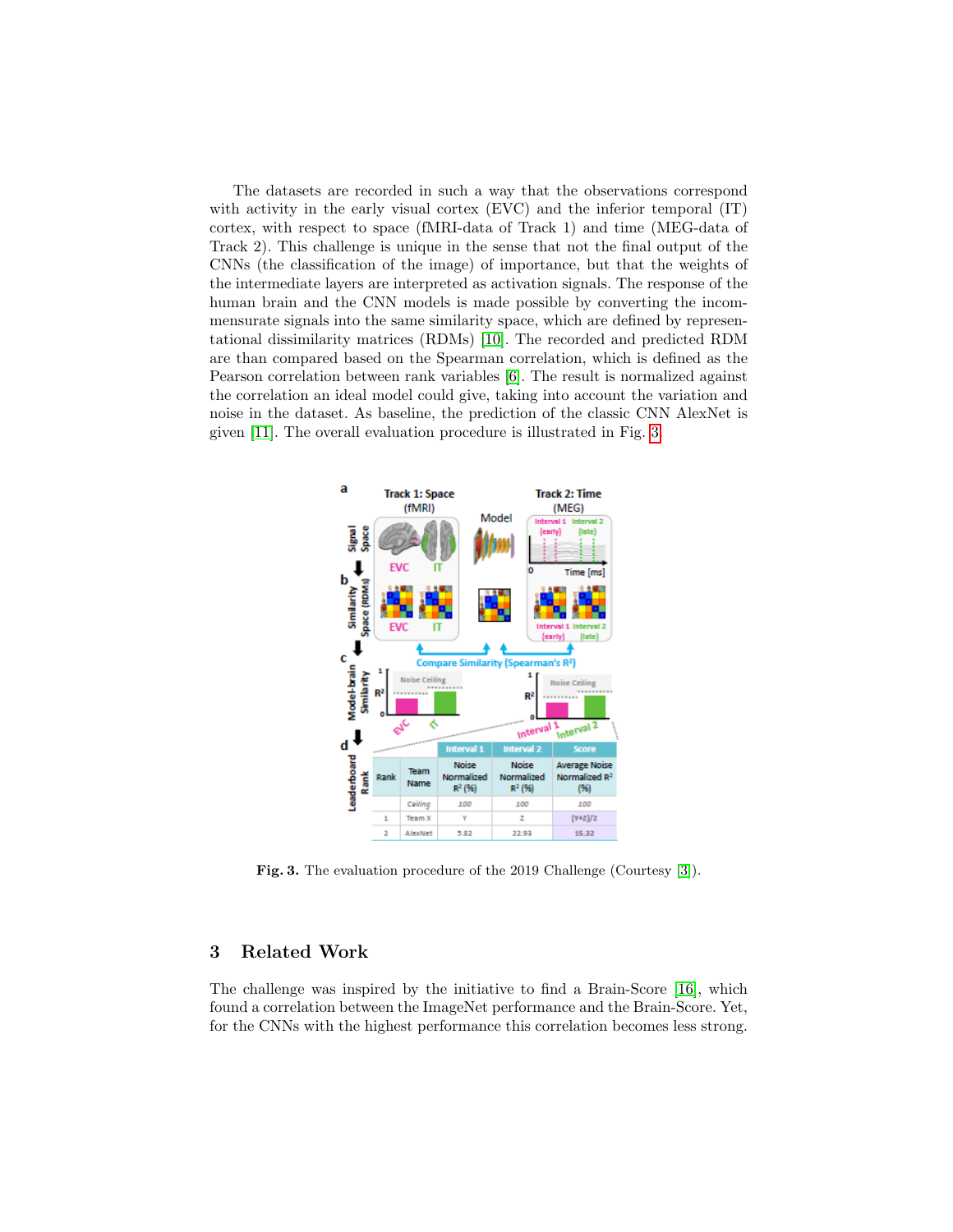The datasets are recorded in such a way that the observations correspond with activity in the early visual cortex (EVC) and the inferior temporal (IT) cortex, with respect to space (fMRI-data of Track 1) and time (MEG-data of Track 2). This challenge is unique in the sense that not the final output of the CNNs (the classification of the image) of importance, but that the weights of the intermediate layers are interpreted as activation signals. The response of the human brain and the CNN models is made possible by converting the incommensurate signals into the same similarity space, which are defined by representational dissimilarity matrices (RDMs) [10]. The recorded and predicted RDM are than compared based on the Spearman correlation, which is defined as the Pearson correlation between rank variables [6]. The result is normalized against the correlation an ideal model could give, taking into account the variation and noise in the dataset. As baseline, the prediction of the classic CNN AlexNet is given [11]. The overall evaluation procedure is illustrated in Fig. 3.

a
Track 1: Space (fMRI)
Model
Track 2: Time (MEG)
Signal Space
EVC IT
Interval 1 (early) Interval 2 (late)
0 Time [ms]
b
Similarity Space (RDMs)
EVC IT
Interval 1 (early) Interval 2 (late)
Compare Similarity (Spearman's $R^2$)
c
Model-brain Similarity
1 $R^2$ 0
Noise Ceiling
EVC IT
Interval 1 Interval 2
d
Leaderboard Rank

| Rank | Team Name | Interval 1 Noise Normalized $R^2$ (%) | Interval 2 Noise Normalized $R^2$ (%) | Score Average Noise Normalized $R^2$ (%) |
|---|---|---|---|---|
| | Ceiling | 100 | 100 | 100 |
| 1 | Team X | Y | Z | (Y+Z)/2 |
| 2 | AlexNet | 5.82 | 22.93 | 15.32 |

**Fig. 3.** The evaluation procedure of the 2019 Challenge (Courtesy [3]).

## 3 Related Work

The challenge was inspired by the initiative to find a Brain-Score [16], which found a correlation between the ImageNet performance and the Brain-Score. Yet, for the CNNs with the highest performance this correlation becomes less strong.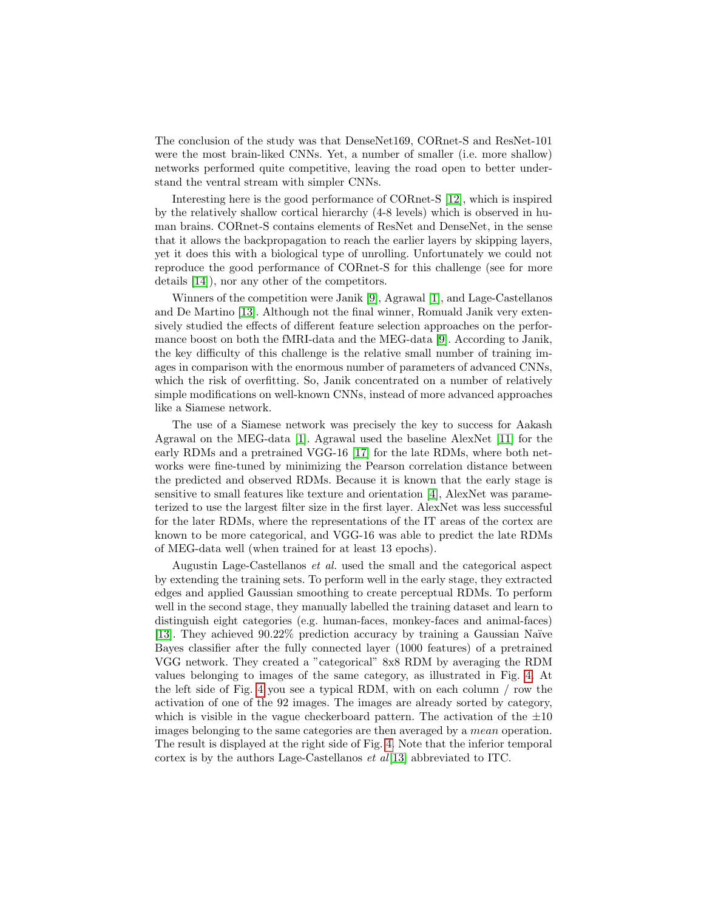The conclusion of the study was that DenseNet169, CORnet-S and ResNet-101 were the most brain-liked CNNs. Yet, a number of smaller (i.e. more shallow) networks performed quite competitive, leaving the road open to better understand the ventral stream with simpler CNNs.

Interesting here is the good performance of CORnet-S [12], which is inspired by the relatively shallow cortical hierarchy (4-8 levels) which is observed in human brains. CORnet-S contains elements of ResNet and DenseNet, in the sense that it allows the backpropagation to reach the earlier layers by skipping layers, yet it does this with a biological type of unrolling. Unfortunately we could not reproduce the good performance of CORnet-S for this challenge (see for more details [14]), nor any other of the competitors.

Winners of the competition were Janik [9], Agrawal [1], and Lage-Castellanos and De Martino [13]. Although not the final winner, Romuald Janik very extensively studied the effects of different feature selection approaches on the performance boost on both the fMRI-data and the MEG-data [9]. According to Janik, the key difficulty of this challenge is the relative small number of training images in comparison with the enormous number of parameters of advanced CNNs, which the risk of overfitting. So, Janik concentrated on a number of relatively simple modifications on well-known CNNs, instead of more advanced approaches like a Siamese network.

The use of a Siamese network was precisely the key to success for Aakash Agrawal on the MEG-data [1]. Agrawal used the baseline AlexNet [11] for the early RDMs and a pretrained VGG-16 [17] for the late RDMs, where both networks were fine-tuned by minimizing the Pearson correlation distance between the predicted and observed RDMs. Because it is known that the early stage is sensitive to small features like texture and orientation [4], AlexNet was parameterized to use the largest filter size in the first layer. AlexNet was less successful for the later RDMs, where the representations of the IT areas of the cortex are known to be more categorical, and VGG-16 was able to predict the late RDMs of MEG-data well (when trained for at least 13 epochs).

Augustin Lage-Castellanos *et al.* used the small and the categorical aspect by extending the training sets. To perform well in the early stage, they extracted edges and applied Gaussian smoothing to create perceptual RDMs. To perform well in the second stage, they manually labelled the training dataset and learn to distinguish eight categories (e.g. human-faces, monkey-faces and animal-faces) [13]. They achieved 90.22% prediction accuracy by training a Gaussian Naïve Bayes classifier after the fully connected layer (1000 features) of a pretrained VGG network. They created a "categorical" 8x8 RDM by averaging the RDM values belonging to images of the same category, as illustrated in Fig. 4. At the left side of Fig. 4 you see a typical RDM, with on each column / row the activation of one of the 92 images. The images are already sorted by category, which is visible in the vague checkerboard pattern. The activation of the $\pm 10$ images belonging to the same categories are then averaged by a *mean* operation. The result is displayed at the right side of Fig. 4. Note that the inferior temporal cortex is by the authors Lage-Castellanos *et al*[13] abbreviated to ITC.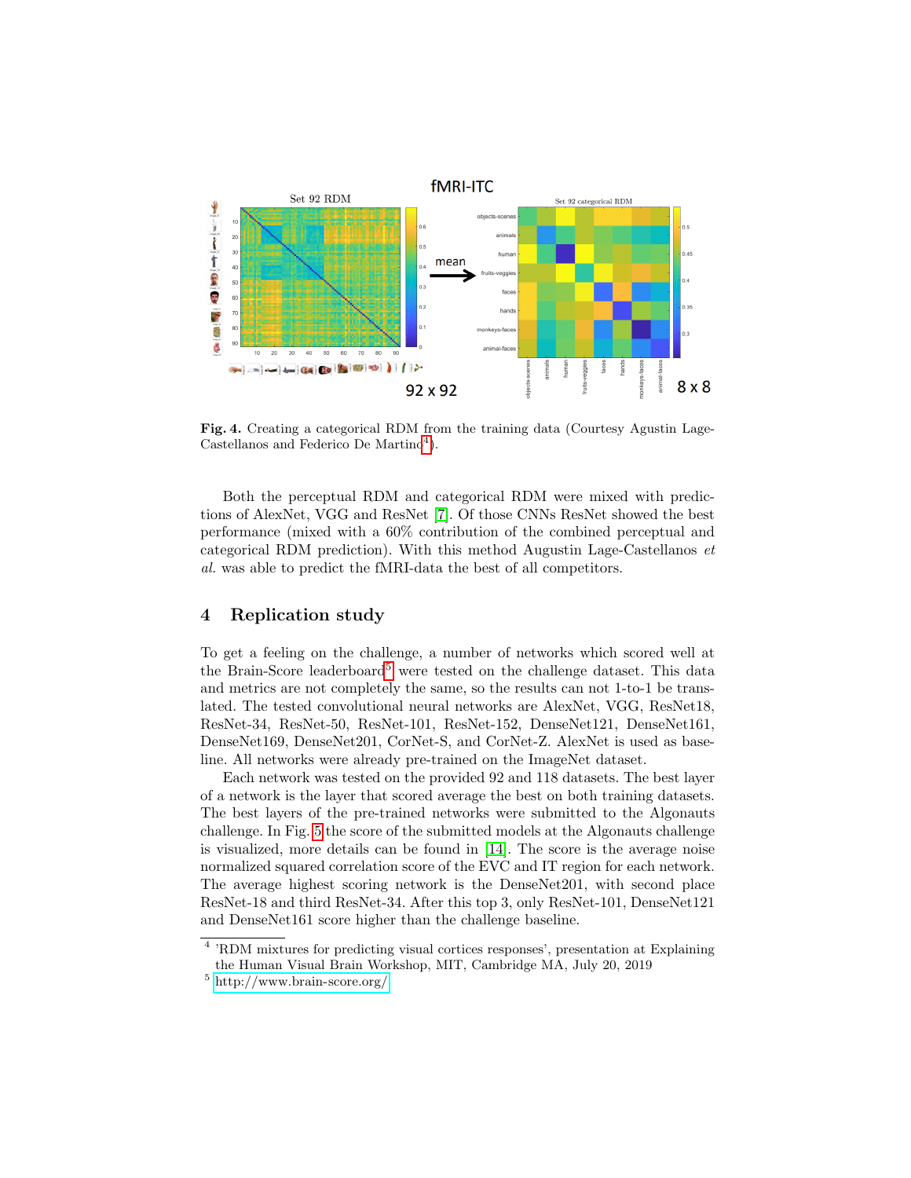fMRI-ITC

Set 92 RDM

mean

92 x 92

Set 92 categorical RDM

objects-scenes
animals
human
fruits-veggies
faces
hands
monkeys-faces
animal-faces

8 x 8

**Fig. 4.** Creating a categorical RDM from the training data (Courtesy Agustin Lage-Castellanos and Federico De Martino[4]).

Both the perceptual RDM and categorical RDM were mixed with predictions of AlexNet, VGG and ResNet [7]. Of those CNNs ResNet showed the best performance (mixed with a 60% contribution of the combined perceptual and categorical RDM prediction). With this method Augustin Lage-Castellanos *et al.* was able to predict the fMRI-data the best of all competitors.

## 4 Replication study

To get a feeling on the challenge, a number of networks which scored well at the Brain-Score leaderboard[5] were tested on the challenge dataset. This data and metrics are not completely the same, so the results can not 1-to-1 be translated. The tested convolutional neural networks are AlexNet, VGG, ResNet18, ResNet-34, ResNet-50, ResNet-101, ResNet-152, DenseNet121, DenseNet161, DenseNet169, DenseNet201, CorNet-S, and CorNet-Z. AlexNet is used as baseline. All networks were already pre-trained on the ImageNet dataset.

Each network was tested on the provided 92 and 118 datasets. The best layer of a network is the layer that scored average the best on both training datasets. The best layers of the pre-trained networks were submitted to the Algonauts challenge. In Fig. 5 the score of the submitted models at the Algonauts challenge is visualized, more details can be found in [14]. The score is the average noise normalized squared correlation score of the EVC and IT region for each network. The average highest scoring network is the DenseNet201, with second place ResNet-18 and third ResNet-34. After this top 3, only ResNet-101, DenseNet121 and DenseNet161 score higher than the challenge baseline.

[4] 'RDM mixtures for predicting visual cortices responses', presentation at Explaining the Human Visual Brain Workshop, MIT, Cambridge MA, July 20, 2019

[5] http://www.brain-score.org/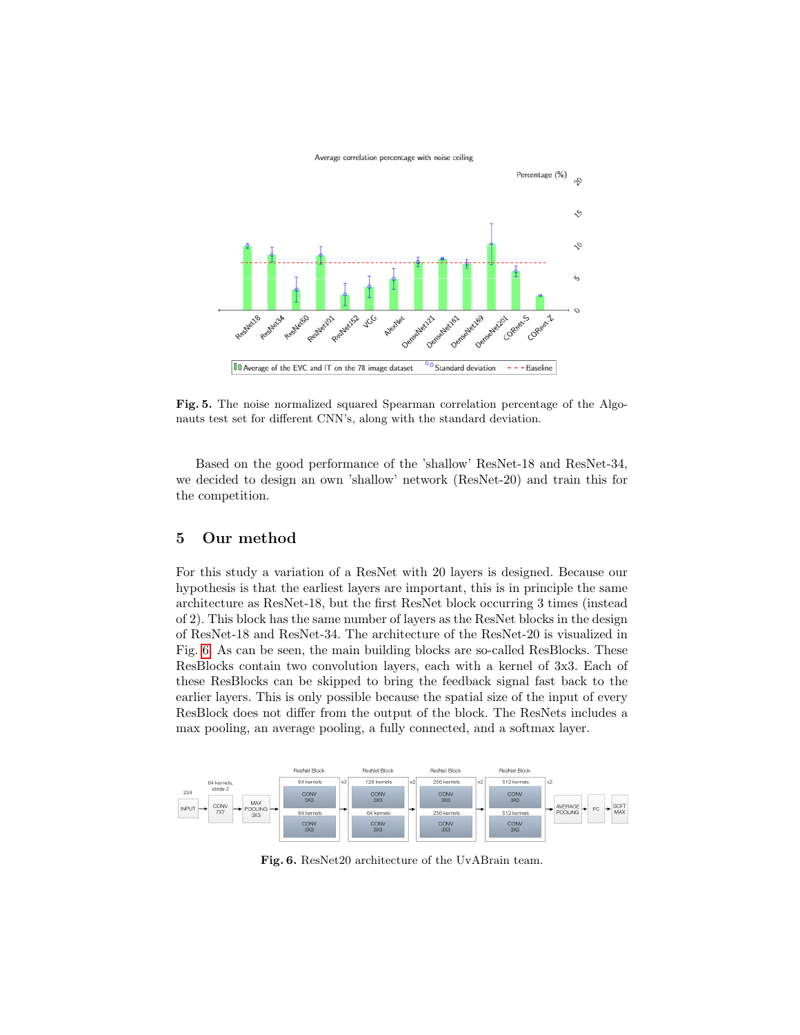Average correlation percentage with noise ceiling

Percentage (%)

20

15

10

5

0

ResNet18 ResNet34 ResNet50 ResNet101 ResNet152 VGG AlexNet DenseNet121 DenseNet161 DenseNet169 DenseNet201 CORnet-S CORnet-Z

Average of the EVC and IT on the 78 image dataset   Standard deviation   Baseline

**Fig. 5.** The noise normalized squared Spearman correlation percentage of the Algonauts test set for different CNN's, along with the standard deviation.

Based on the good performance of the 'shallow' ResNet-18 and ResNet-34, we decided to design an own 'shallow' network (ResNet-20) and train this for the competition.

## 5 Our method

For this study a variation of a ResNet with 20 layers is designed. Because our hypothesis is that the earliest layers are important, this is in principle the same architecture as ResNet-18, but the first ResNet block occurring 3 times (instead of 2). This block has the same number of layers as the ResNet blocks in the design of ResNet-18 and ResNet-34. The architecture of the ResNet-20 is visualized in Fig. 6. As can be seen, the main building blocks are so-called ResBlocks. These ResBlocks contain two convolution layers, each with a kernel of 3x3. Each of these ResBlocks can be skipped to bring the feedback signal fast back to the earlier layers. This is only possible because the spatial size of the input of every ResBlock does not differ from the output of the block. The ResNets includes a max pooling, an average pooling, a fully connected, and a softmax layer.

224

INPUT

64 kernels, stride 2

CONV 7X7

MAX POOLING 3X3

ResNet Block: 64 kernels CONV 3X3, 64 kernels CONV 3X3, x3

ResNet Block: 128 kernels CONV 3X3, 64 kernels CONV 3X3, x2

ResNet Block: 256 kernels CONV 3X3, 256 kernels CONV 3X3, x2

ResNet Block: 512 kernels CONV 3X3, 512 kernels CONV 3X3, x2

AVERAGE POOLING

FC

SOFT MAX

**Fig. 6.** ResNet20 architecture of the UvABrain team.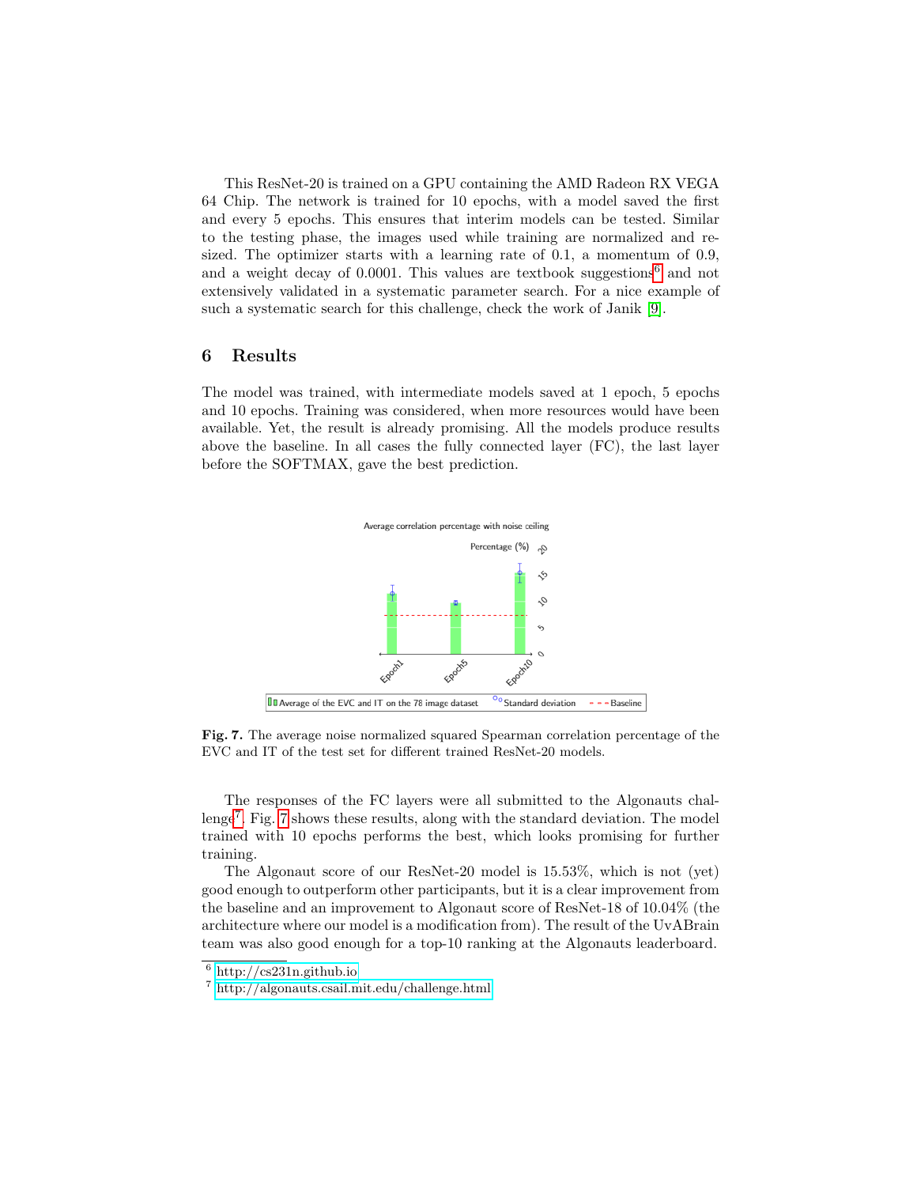This ResNet-20 is trained on a GPU containing the AMD Radeon RX VEGA 64 Chip. The network is trained for 10 epochs, with a model saved the first and every 5 epochs. This ensures that interim models can be tested. Similar to the testing phase, the images used while training are normalized and resized. The optimizer starts with a learning rate of 0.1, a momentum of 0.9, and a weight decay of 0.0001. This values are textbook suggestions[6] and not extensively validated in a systematic parameter search. For a nice example of such a systematic search for this challenge, check the work of Janik [9].

## 6 Results

The model was trained, with intermediate models saved at 1 epoch, 5 epochs and 10 epochs. Training was considered, when more resources would have been available. Yet, the result is already promising. All the models produce results above the baseline. In all cases the fully connected layer (FC), the last layer before the SOFTMAX, gave the best prediction.

Average correlation percentage with noise ceiling

Percentage (%)

0
5
10
15
20

Epoch1
Epoch5
Epoch10

Average of the EVC and IT on the 78 image dataset
Standard deviation
Baseline

**Fig. 7.** The average noise normalized squared Spearman correlation percentage of the EVC and IT of the test set for different trained ResNet-20 models.

The responses of the FC layers were all submitted to the Algonauts challenge[7]. Fig. 7 shows these results, along with the standard deviation. The model trained with 10 epochs performs the best, which looks promising for further training.

The Algonaut score of our ResNet-20 model is 15.53%, which is not (yet) good enough to outperform other participants, but it is a clear improvement from the baseline and an improvement to Algonaut score of ResNet-18 of 10.04% (the architecture where our model is a modification from). The result of the UvABrain team was also good enough for a top-10 ranking at the Algonauts leaderboard.

---

[6] http://cs231n.github.io

[7] http://algonauts.csail.mit.edu/challenge.html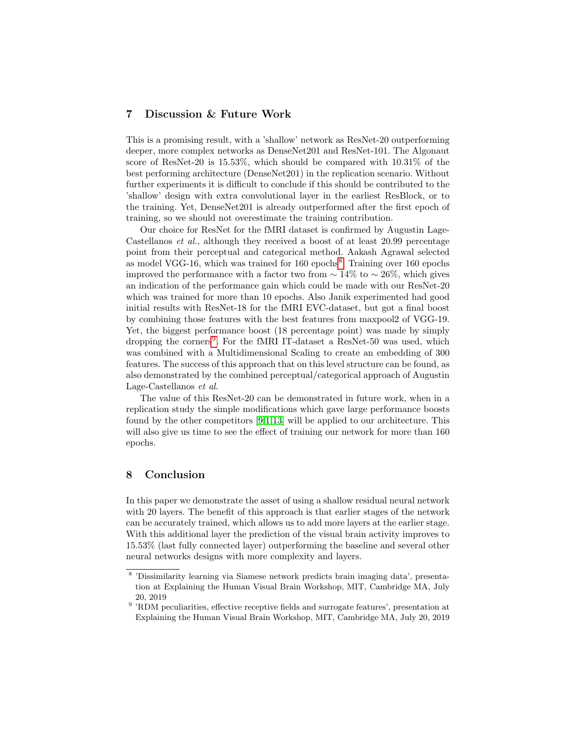## 7 Discussion & Future Work

This is a promising result, with a 'shallow' network as ResNet-20 outperforming deeper, more complex networks as DenseNet201 and ResNet-101. The Algonaut score of ResNet-20 is 15.53%, which should be compared with 10.31% of the best performing architecture (DenseNet201) in the replication scenario. Without further experiments it is difficult to conclude if this should be contributed to the 'shallow' design with extra convolutional layer in the earliest ResBlock, or to the training. Yet, DenseNet201 is already outperformed after the first epoch of training, so we should not overestimate the training contribution.

Our choice for ResNet for the fMRI dataset is confirmed by Augustin Lage-Castellanos *et al.*, although they received a boost of at least 20.99 percentage point from their perceptual and categorical method. Aakash Agrawal selected as model VGG-16, which was trained for 160 epochs[8]. Training over 160 epochs improved the performance with a factor two from $\sim 14\%$ to $\sim 26\%$, which gives an indication of the performance gain which could be made with our ResNet-20 which was trained for more than 10 epochs. Also Janik experimented had good initial results with ResNet-18 for the fMRI EVC-dataset, but got a final boost by combining those features with the best features from maxpool2 of VGG-19. Yet, the biggest performance boost (18 percentage point) was made by simply dropping the corners[9]. For the fMRI IT-dataset a ResNet-50 was used, which was combined with a Multidimensional Scaling to create an embedding of 300 features. The success of this approach that on this level structure can be found, as also demonstrated by the combined perceptual/categorical approach of Augustin Lage-Castellanos *et al*.

The value of this ResNet-20 can be demonstrated in future work, when in a replication study the simple modifications which gave large performance boosts found by the other competitors [9,1,13] will be applied to our architecture. This will also give us time to see the effect of training our network for more than 160 epochs.

## 8 Conclusion

In this paper we demonstrate the asset of using a shallow residual neural network with 20 layers. The benefit of this approach is that earlier stages of the network can be accurately trained, which allows us to add more layers at the earlier stage. With this additional layer the prediction of the visual brain activity improves to 15.53% (last fully connected layer) outperforming the baseline and several other neural networks designs with more complexity and layers.

---

[8] 'Dissimilarity learning via Siamese network predicts brain imaging data', presentation at Explaining the Human Visual Brain Workshop, MIT, Cambridge MA, July 20, 2019

[9] 'RDM peculiarities, effective receptive fields and surrogate features', presentation at Explaining the Human Visual Brain Workshop, MIT, Cambridge MA, July 20, 2019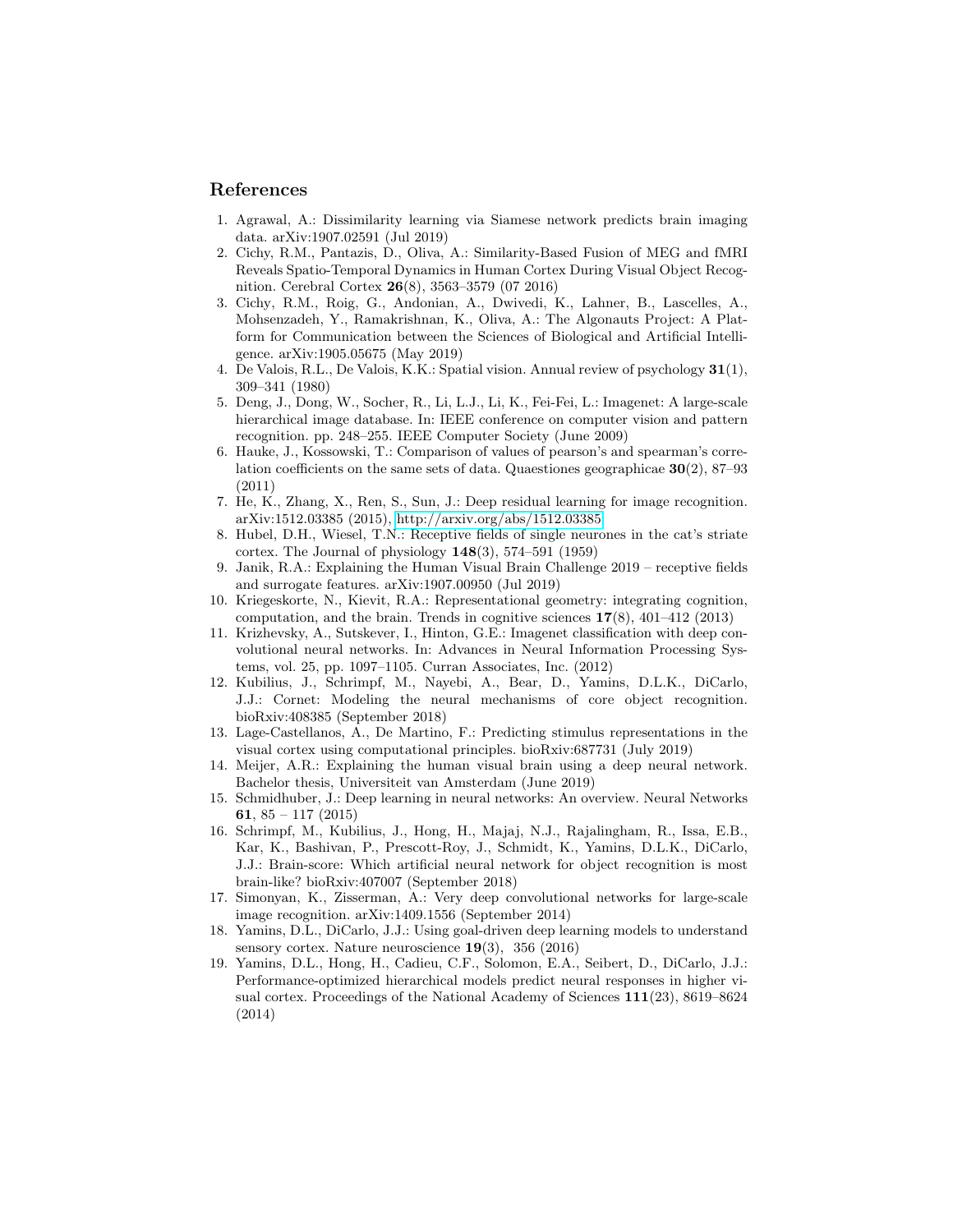## References

1. Agrawal, A.: Dissimilarity learning via Siamese network predicts brain imaging data. arXiv:1907.02591 (Jul 2019)
2. Cichy, R.M., Pantazis, D., Oliva, A.: Similarity-Based Fusion of MEG and fMRI Reveals Spatio-Temporal Dynamics in Human Cortex During Visual Object Recognition. Cerebral Cortex **26**(8), 3563–3579 (07 2016)
3. Cichy, R.M., Roig, G., Andonian, A., Dwivedi, K., Lahner, B., Lascelles, A., Mohsenzadeh, Y., Ramakrishnan, K., Oliva, A.: The Algonauts Project: A Platform for Communication between the Sciences of Biological and Artificial Intelligence. arXiv:1905.05675 (May 2019)
4. De Valois, R.L., De Valois, K.K.: Spatial vision. Annual review of psychology **31**(1), 309–341 (1980)
5. Deng, J., Dong, W., Socher, R., Li, L.J., Li, K., Fei-Fei, L.: Imagenet: A large-scale hierarchical image database. In: IEEE conference on computer vision and pattern recognition. pp. 248–255. IEEE Computer Society (June 2009)
6. Hauke, J., Kossowski, T.: Comparison of values of pearson's and spearman's correlation coefficients on the same sets of data. Quaestiones geographicae **30**(2), 87–93 (2011)
7. He, K., Zhang, X., Ren, S., Sun, J.: Deep residual learning for image recognition. arXiv:1512.03385 (2015), http://arxiv.org/abs/1512.03385
8. Hubel, D.H., Wiesel, T.N.: Receptive fields of single neurones in the cat's striate cortex. The Journal of physiology **148**(3), 574–591 (1959)
9. Janik, R.A.: Explaining the Human Visual Brain Challenge 2019 – receptive fields and surrogate features. arXiv:1907.00950 (Jul 2019)
10. Kriegeskorte, N., Kievit, R.A.: Representational geometry: integrating cognition, computation, and the brain. Trends in cognitive sciences **17**(8), 401–412 (2013)
11. Krizhevsky, A., Sutskever, I., Hinton, G.E.: Imagenet classification with deep convolutional neural networks. In: Advances in Neural Information Processing Systems, vol. 25, pp. 1097–1105. Curran Associates, Inc. (2012)
12. Kubilius, J., Schrimpf, M., Nayebi, A., Bear, D., Yamins, D.L.K., DiCarlo, J.J.: Cornet: Modeling the neural mechanisms of core object recognition. bioRxiv:408385 (September 2018)
13. Lage-Castellanos, A., De Martino, F.: Predicting stimulus representations in the visual cortex using computational principles. bioRxiv:687731 (July 2019)
14. Meijer, A.R.: Explaining the human visual brain using a deep neural network. Bachelor thesis, Universiteit van Amsterdam (June 2019)
15. Schmidhuber, J.: Deep learning in neural networks: An overview. Neural Networks **61**, 85 – 117 (2015)
16. Schrimpf, M., Kubilius, J., Hong, H., Majaj, N.J., Rajalingham, R., Issa, E.B., Kar, K., Bashivan, P., Prescott-Roy, J., Schmidt, K., Yamins, D.L.K., DiCarlo, J.J.: Brain-score: Which artificial neural network for object recognition is most brain-like? bioRxiv:407007 (September 2018)
17. Simonyan, K., Zisserman, A.: Very deep convolutional networks for large-scale image recognition. arXiv:1409.1556 (September 2014)
18. Yamins, D.L., DiCarlo, J.J.: Using goal-driven deep learning models to understand sensory cortex. Nature neuroscience **19**(3), 356 (2016)
19. Yamins, D.L., Hong, H., Cadieu, C.F., Solomon, E.A., Seibert, D., DiCarlo, J.J.: Performance-optimized hierarchical models predict neural responses in higher visual cortex. Proceedings of the National Academy of Sciences **111**(23), 8619–8624 (2014)